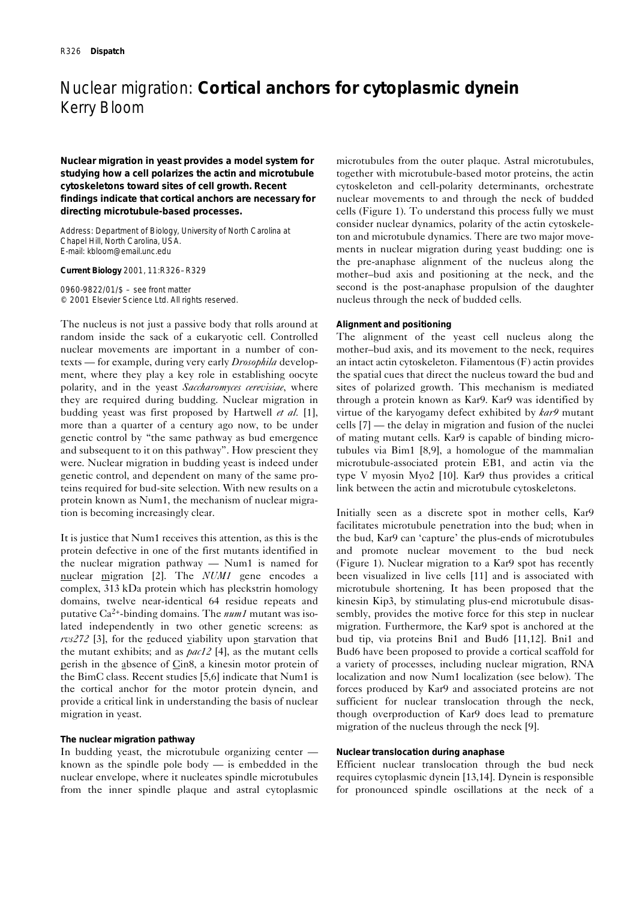# Nuclear migration: **Cortical anchors for cytoplasmic dynein**
Kerry Bloom

**Nuclear migration in yeast provides a model system for studying how a cell polarizes the actin and microtubule cytoskeletons toward sites of cell growth. Recent findings indicate that cortical anchors are necessary for directing microtubule-based processes.**

Address: Department of Biology, University of North Carolina at Chapel Hill, North Carolina, USA.
E-mail: kbloom@email.unc.edu

**Current Biology** 2001, 11:R326–R329

0960-9822/01/$ – see front matter
© 2001 Elsevier Science Ltd. All rights reserved.

The nucleus is not just a passive body that rolls around at random inside the sack of a eukaryotic cell. Controlled nuclear movements are important in a number of contexts — for example, during very early *Drosophila* development, where they play a key role in establishing oocyte polarity, and in the yeast *Saccharomyces cerevisiae*, where they are required during budding. Nuclear migration in budding yeast was first proposed by Hartwell *et al.* [1], more than a quarter of a century ago now, to be under genetic control by "the same pathway as bud emergence and subsequent to it on this pathway". How prescient they were. Nuclear migration in budding yeast is indeed under genetic control, and dependent on many of the same proteins required for bud-site selection. With new results on a protein known as Num1, the mechanism of nuclear migration is becoming increasingly clear.

It is justice that Num1 receives this attention, as this is the protein defective in one of the first mutants identified in the nuclear migration pathway — Num1 is named for nuclear migration [2]. The *NUM1* gene encodes a complex, 313 kDa protein which has pleckstrin homology domains, twelve near-identical 64 residue repeats and putative $Ca^{2+}$-binding domains. The *num1* mutant was isolated independently in two other genetic screens: as *rvs272* [3], for the reduced viability upon starvation that the mutant exhibits; and as *pac12* [4], as the mutant cells perish in the absence of Cin8, a kinesin motor protein of the BimC class. Recent studies [5,6] indicate that Num1 is the cortical anchor for the motor protein dynein, and provide a critical link in understanding the basis of nuclear migration in yeast.

### The nuclear migration pathway

In budding yeast, the microtubule organizing center — known as the spindle pole body — is embedded in the nuclear envelope, where it nucleates spindle microtubules from the inner spindle plaque and astral cytoplasmic microtubules from the outer plaque. Astral microtubules, together with microtubule-based motor proteins, the actin cytoskeleton and cell-polarity determinants, orchestrate nuclear movements to and through the neck of budded cells (Figure 1). To understand this process fully we must consider nuclear dynamics, polarity of the actin cytoskeleton and microtubule dynamics. There are two major movements in nuclear migration during yeast budding: one is the pre-anaphase alignment of the nucleus along the mother–bud axis and positioning at the neck, and the second is the post-anaphase propulsion of the daughter nucleus through the neck of budded cells.

### Alignment and positioning

The alignment of the yeast cell nucleus along the mother–bud axis, and its movement to the neck, requires an intact actin cytoskeleton. Filamentous (F) actin provides the spatial cues that direct the nucleus toward the bud and sites of polarized growth. This mechanism is mediated through a protein known as Kar9. Kar9 was identified by virtue of the karyogamy defect exhibited by *kar9* mutant cells [7] — the delay in migration and fusion of the nuclei of mating mutant cells. Kar9 is capable of binding microtubules via Bim1 [8,9], a homologue of the mammalian microtubule-associated protein EB1, and actin via the type V myosin Myo2 [10]. Kar9 thus provides a critical link between the actin and microtubule cytoskeletons.

Initially seen as a discrete spot in mother cells, Kar9 facilitates microtubule penetration into the bud; when in the bud, Kar9 can 'capture' the plus-ends of microtubules and promote nuclear movement to the bud neck (Figure 1). Nuclear migration to a Kar9 spot has recently been visualized in live cells [11] and is associated with microtubule shortening. It has been proposed that the kinesin Kip3, by stimulating plus-end microtubule disassembly, provides the motive force for this step in nuclear migration. Furthermore, the Kar9 spot is anchored at the bud tip, via proteins Bni1 and Bud6 [11,12]. Bni1 and Bud6 have been proposed to provide a cortical scaffold for a variety of processes, including nuclear migration, RNA localization and now Num1 localization (see below). The forces produced by Kar9 and associated proteins are not sufficient for nuclear translocation through the neck, though overproduction of Kar9 does lead to premature migration of the nucleus through the neck [9].

### Nuclear translocation during anaphase

Efficient nuclear translocation through the bud neck requires cytoplasmic dynein [13,14]. Dynein is responsible for pronounced spindle oscillations at the neck of a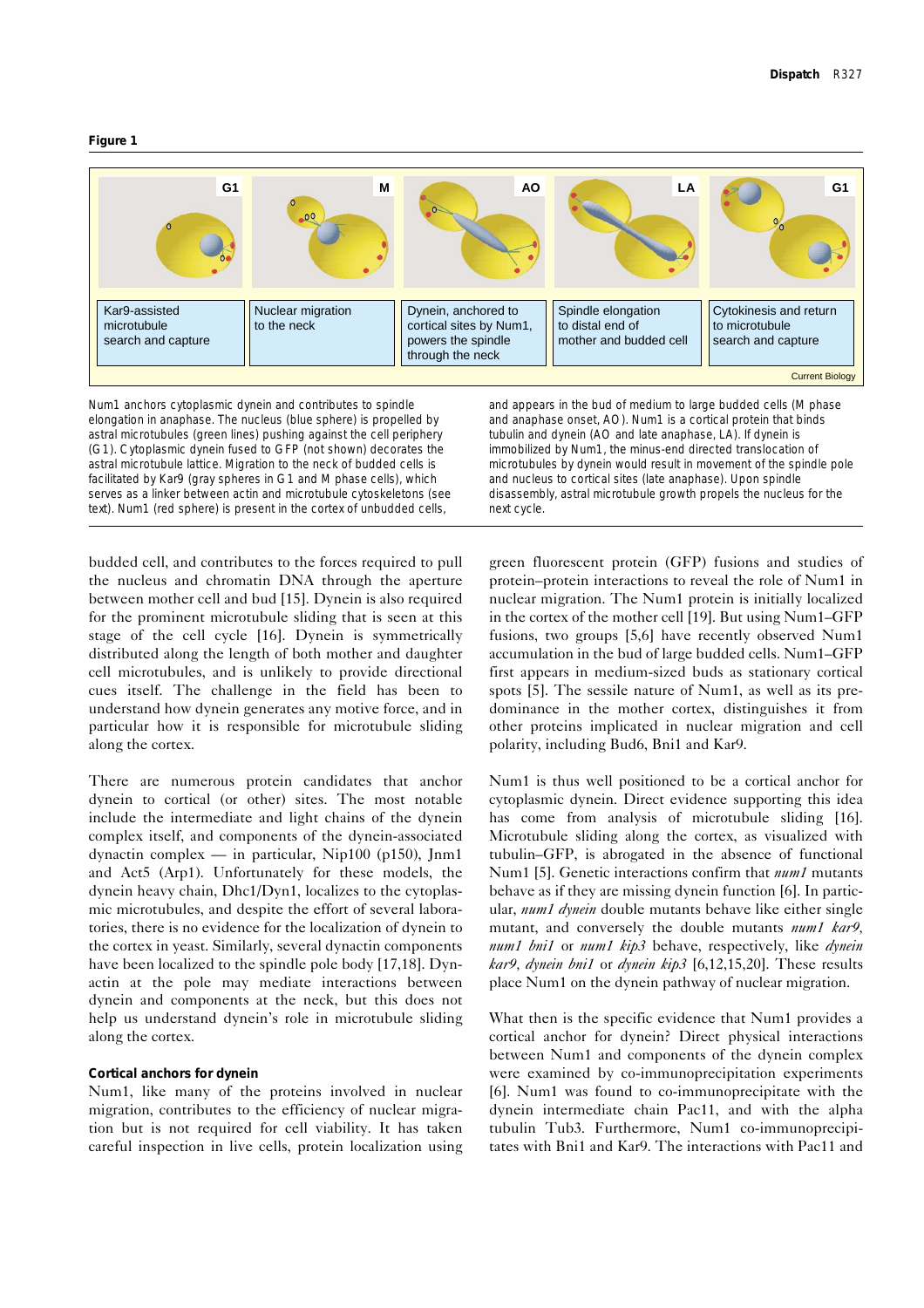**Figure 1**

| G1 | M | AO | LA | G1 |
|---|---|---|---|---|
| Kar9-assisted microtubule search and capture | Nuclear migration to the neck | Dynein, anchored to cortical sites by Num1, powers the spindle through the neck | Spindle elongation to distal end of mother and budded cell | Cytokinesis and return to microtubule search and capture |

Num1 anchors cytoplasmic dynein and contributes to spindle elongation in anaphase. The nucleus (blue sphere) is propelled by astral microtubules (green lines) pushing against the cell periphery (G1). Cytoplasmic dynein fused to GFP (not shown) decorates the astral microtubule lattice. Migration to the neck of budded cells is facilitated by Kar9 (gray spheres in G1 and M phase cells), which serves as a linker between actin and microtubule cytoskeletons (see text). Num1 (red sphere) is present in the cortex of unbudded cells, and appears in the bud of medium to large budded cells (M phase and anaphase onset, AO). Num1 is a cortical protein that binds tubulin and dynein (AO and late anaphase, LA). If dynein is immobilized by Num1, the minus-end directed translocation of microtubules by dynein would result in movement of the spindle pole and nucleus to cortical sites (late anaphase). Upon spindle disassembly, astral microtubule growth propels the nucleus for the next cycle.

budded cell, and contributes to the forces required to pull the nucleus and chromatin DNA through the aperture between mother cell and bud [15]. Dynein is also required for the prominent microtubule sliding that is seen at this stage of the cell cycle [16]. Dynein is symmetrically distributed along the length of both mother and daughter cell microtubules, and is unlikely to provide directional cues itself. The challenge in the field has been to understand how dynein generates any motive force, and in particular how it is responsible for microtubule sliding along the cortex.

There are numerous protein candidates that anchor dynein to cortical (or other) sites. The most notable include the intermediate and light chains of the dynein complex itself, and components of the dynein-associated dynactin complex — in particular, Nip100 (p150), Jnm1 and Act5 (Arp1). Unfortunately for these models, the dynein heavy chain, Dhc1/Dyn1, localizes to the cytoplasmic microtubules, and despite the effort of several laboratories, there is no evidence for the localization of dynein to the cortex in yeast. Similarly, several dynactin components have been localized to the spindle pole body [17,18]. Dynactin at the pole may mediate interactions between dynein and components at the neck, but this does not help us understand dynein's role in microtubule sliding along the cortex.

### Cortical anchors for dynein

Num1, like many of the proteins involved in nuclear migration, contributes to the efficiency of nuclear migration but is not required for cell viability. It has taken careful inspection in live cells, protein localization using green fluorescent protein (GFP) fusions and studies of protein–protein interactions to reveal the role of Num1 in nuclear migration. The Num1 protein is initially localized in the cortex of the mother cell [19]. But using Num1–GFP fusions, two groups [5,6] have recently observed Num1 accumulation in the bud of large budded cells. Num1–GFP first appears in medium-sized buds as stationary cortical spots [5]. The sessile nature of Num1, as well as its predominance in the mother cortex, distinguishes it from other proteins implicated in nuclear migration and cell polarity, including Bud6, Bni1 and Kar9.

Num1 is thus well positioned to be a cortical anchor for cytoplasmic dynein. Direct evidence supporting this idea has come from analysis of microtubule sliding [16]. Microtubule sliding along the cortex, as visualized with tubulin–GFP, is abrogated in the absence of functional Num1 [5]. Genetic interactions confirm that *num1* mutants behave as if they are missing dynein function [6]. In particular, *num1 dynein* double mutants behave like either single mutant, and conversely the double mutants *num1 kar9*, *num1 bni1* or *num1 kip3* behave, respectively, like *dynein kar9*, *dynein bni1* or *dynein kip3* [6,12,15,20]. These results place Num1 on the dynein pathway of nuclear migration.

What then is the specific evidence that Num1 provides a cortical anchor for dynein? Direct physical interactions between Num1 and components of the dynein complex were examined by co-immunoprecipitation experiments [6]. Num1 was found to co-immunoprecipitate with the dynein intermediate chain Pac11, and with the alpha tubulin Tub3. Furthermore, Num1 co-immunoprecipitates with Bni1 and Kar9. The interactions with Pac11 and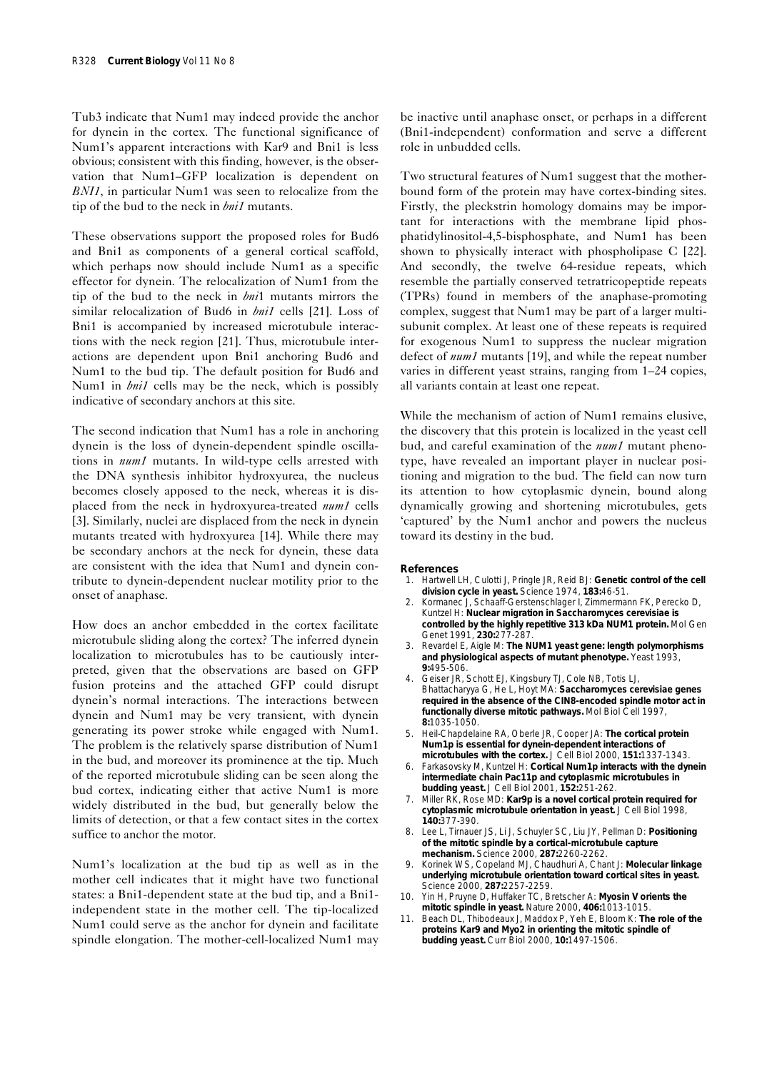Tub3 indicate that Num1 may indeed provide the anchor for dynein in the cortex. The functional significance of Num1's apparent interactions with Kar9 and Bni1 is less obvious; consistent with this finding, however, is the observation that Num1–GFP localization is dependent on *BNI1*, in particular Num1 was seen to relocalize from the tip of the bud to the neck in *bni1* mutants.

These observations support the proposed roles for Bud6 and Bni1 as components of a general cortical scaffold, which perhaps now should include Num1 as a specific effector for dynein. The relocalization of Num1 from the tip of the bud to the neck in *bni*1 mutants mirrors the similar relocalization of Bud6 in *bni1* cells [21]. Loss of Bni1 is accompanied by increased microtubule interactions with the neck region [21]. Thus, microtubule interactions are dependent upon Bni1 anchoring Bud6 and Num1 to the bud tip. The default position for Bud6 and Num1 in *bni1* cells may be the neck, which is possibly indicative of secondary anchors at this site.

The second indication that Num1 has a role in anchoring dynein is the loss of dynein-dependent spindle oscillations in *num1* mutants. In wild-type cells arrested with the DNA synthesis inhibitor hydroxyurea, the nucleus becomes closely apposed to the neck, whereas it is displaced from the neck in hydroxyurea-treated *num1* cells [3]. Similarly, nuclei are displaced from the neck in dynein mutants treated with hydroxyurea [14]. While there may be secondary anchors at the neck for dynein, these data are consistent with the idea that Num1 and dynein contribute to dynein-dependent nuclear motility prior to the onset of anaphase.

How does an anchor embedded in the cortex facilitate microtubule sliding along the cortex? The inferred dynein localization to microtubules has to be cautiously interpreted, given that the observations are based on GFP fusion proteins and the attached GFP could disrupt dynein's normal interactions. The interactions between dynein and Num1 may be very transient, with dynein generating its power stroke while engaged with Num1. The problem is the relatively sparse distribution of Num1 in the bud, and moreover its prominence at the tip. Much of the reported microtubule sliding can be seen along the bud cortex, indicating either that active Num1 is more widely distributed in the bud, but generally below the limits of detection, or that a few contact sites in the cortex suffice to anchor the motor.

Num1's localization at the bud tip as well as in the mother cell indicates that it might have two functional states: a Bni1-dependent state at the bud tip, and a Bni1-independent state in the mother cell. The tip-localized Num1 could serve as the anchor for dynein and facilitate spindle elongation. The mother-cell-localized Num1 may be inactive until anaphase onset, or perhaps in a different (Bni1-independent) conformation and serve a different role in unbudded cells.

Two structural features of Num1 suggest that the mother-bound form of the protein may have cortex-binding sites. Firstly, the pleckstrin homology domains may be important for interactions with the membrane lipid phosphatidylinositol-4,5-bisphosphate, and Num1 has been shown to physically interact with phospholipase C [22]. And secondly, the twelve 64-residue repeats, which resemble the partially conserved tetratricopeptide repeats (TPRs) found in members of the anaphase-promoting complex, suggest that Num1 may be part of a larger multi-subunit complex. At least one of these repeats is required for exogenous Num1 to suppress the nuclear migration defect of *num1* mutants [19], and while the repeat number varies in different yeast strains, ranging from 1–24 copies, all variants contain at least one repeat.

While the mechanism of action of Num1 remains elusive, the discovery that this protein is localized in the yeast cell bud, and careful examination of the *num1* mutant phenotype, have revealed an important player in nuclear positioning and migration to the bud. The field can now turn its attention to how cytoplasmic dynein, bound along dynamically growing and shortening microtubules, gets 'captured' by the Num1 anchor and powers the nucleus toward its destiny in the bud.

## References

1. Hartwell LH, Culotti J, Pringle JR, Reid BJ: **Genetic control of the cell division cycle in yeast.** Science 1974, **183:**46-51.
2. Kormanec J, Schaaff-Gerstenschlager I, Zimmermann FK, Perecko D, Kuntzel H: **Nuclear migration in Saccharomyces cerevisiae is controlled by the highly repetitive 313 kDa NUM1 protein.** Mol Gen Genet 1991, **230:**277-287.
3. Revardel E, Aigle M: **The NUM1 yeast gene: length polymorphisms and physiological aspects of mutant phenotype.** Yeast 1993, **9:**495-506.
4. Geiser JR, Schott EJ, Kingsbury TJ, Cole NB, Totis LJ, Bhattacharyya G, He L, Hoyt MA: **Saccharomyces cerevisiae genes required in the absence of the CIN8-encoded spindle motor act in functionally diverse mitotic pathways.** Mol Biol Cell 1997, **8:**1035-1050.
5. Heil-Chapdelaine RA, Oberle JR, Cooper JA: **The cortical protein Num1p is essential for dynein-dependent interactions of microtubules with the cortex.** J Cell Biol 2000, **151:**1337-1343.
6. Farkasovsky M, Kuntzel H: **Cortical Num1p interacts with the dynein intermediate chain Pac11p and cytoplasmic microtubules in budding yeast.** J Cell Biol 2001, **152:**251-262.
7. Miller RK, Rose MD: **Kar9p is a novel cortical protein required for cytoplasmic microtubule orientation in yeast.** J Cell Biol 1998, **140:**377-390.
8. Lee L, Tirnauer JS, Li J, Schuyler SC, Liu JY, Pellman D: **Positioning of the mitotic spindle by a cortical-microtubule capture mechanism.** Science 2000, **287:**2260-2262.
9. Korinek WS, Copeland MJ, Chaudhuri A, Chant J: **Molecular linkage underlying microtubule orientation toward cortical sites in yeast.** Science 2000, **287:**2257-2259.
10. Yin H, Pruyne D, Huffaker TC, Bretscher A: **Myosin V orients the mitotic spindle in yeast.** Nature 2000, **406:**1013-1015.
11. Beach DL, Thibodeaux J, Maddox P, Yeh E, Bloom K: **The role of the proteins Kar9 and Myo2 in orienting the mitotic spindle of budding yeast.** Curr Biol 2000, **10:**1497-1506.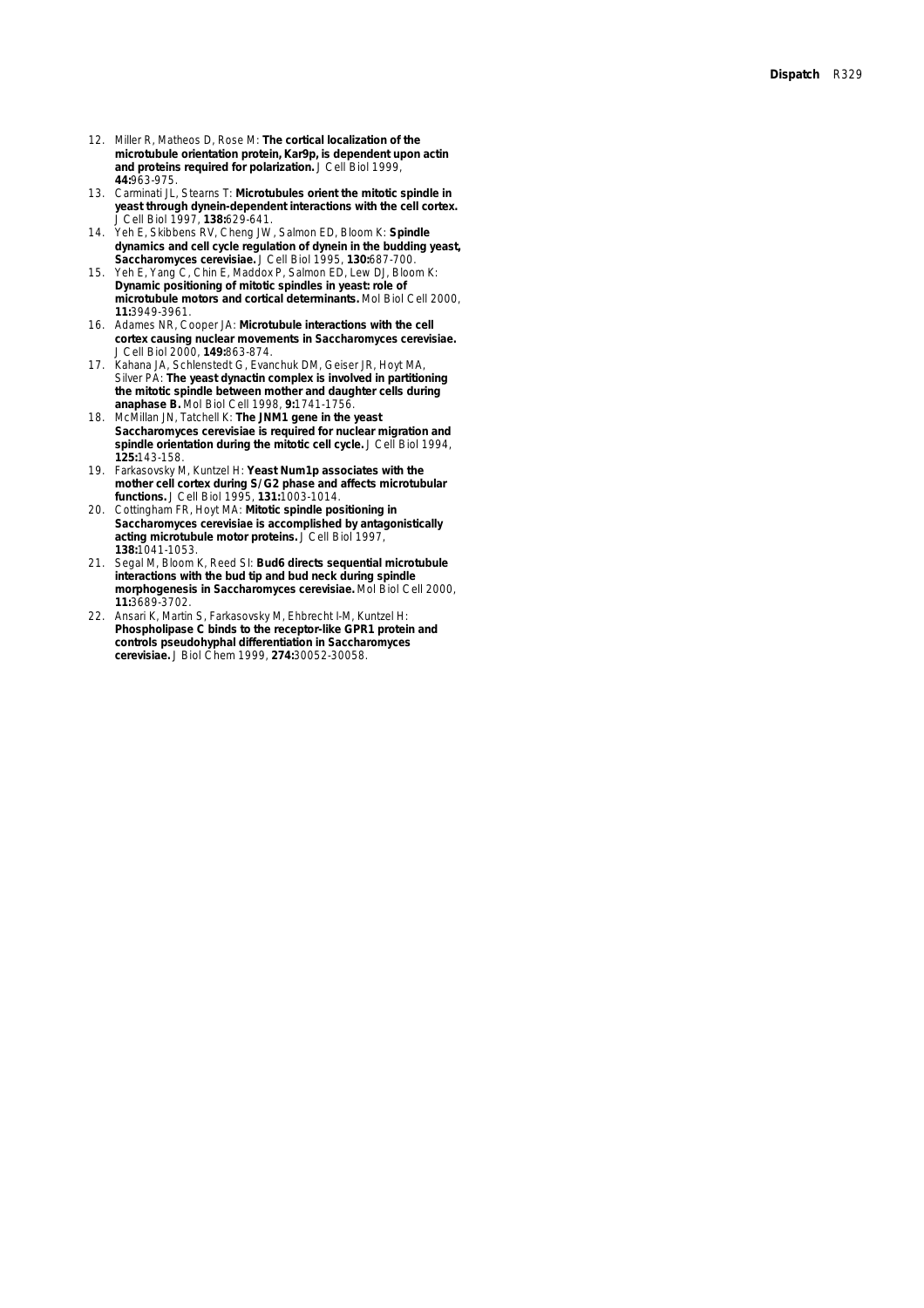12. Miller R, Matheos D, Rose M: **The cortical localization of the microtubule orientation protein, Kar9p, is dependent upon actin and proteins required for polarization.** J Cell Biol 1999, **44:**963-975.
13. Carminati JL, Stearns T: **Microtubules orient the mitotic spindle in yeast through dynein-dependent interactions with the cell cortex.** J Cell Biol 1997, **138:**629-641.
14. Yeh E, Skibbens RV, Cheng JW, Salmon ED, Bloom K: **Spindle dynamics and cell cycle regulation of dynein in the budding yeast, Saccharomyces cerevisiae.** J Cell Biol 1995, **130:**687-700.
15. Yeh E, Yang C, Chin E, Maddox P, Salmon ED, Lew DJ, Bloom K: **Dynamic positioning of mitotic spindles in yeast: role of microtubule motors and cortical determinants.** Mol Biol Cell 2000, **11:**3949-3961.
16. Adames NR, Cooper JA: **Microtubule interactions with the cell cortex causing nuclear movements in Saccharomyces cerevisiae.** J Cell Biol 2000, **149:**863-874.
17. Kahana JA, Schlenstedt G, Evanchuk DM, Geiser JR, Hoyt MA, Silver PA: **The yeast dynactin complex is involved in partitioning the mitotic spindle between mother and daughter cells during anaphase B.** Mol Biol Cell 1998, **9:**1741-1756.
18. McMillan JN, Tatchell K: **The JNM1 gene in the yeast Saccharomyces cerevisiae is required for nuclear migration and spindle orientation during the mitotic cell cycle.** J Cell Biol 1994, **125:**143-158.
19. Farkasovsky M, Kuntzel H: **Yeast Num1p associates with the mother cell cortex during S/G2 phase and affects microtubular functions.** J Cell Biol 1995, **131:**1003-1014.
20. Cottingham FR, Hoyt MA: **Mitotic spindle positioning in Saccharomyces cerevisiae is accomplished by antagonistically acting microtubule motor proteins.** J Cell Biol 1997, **138:**1041-1053.
21. Segal M, Bloom K, Reed SI: **Bud6 directs sequential microtubule interactions with the bud tip and bud neck during spindle morphogenesis in Saccharomyces cerevisiae.** Mol Biol Cell 2000, **11:**3689-3702.
22. Ansari K, Martin S, Farkasovsky M, Ehbrecht I-M, Kuntzel H: **Phospholipase C binds to the receptor-like GPR1 protein and controls pseudohyphal differentiation in Saccharomyces cerevisiae.** J Biol Chem 1999, **274:**30052-30058.